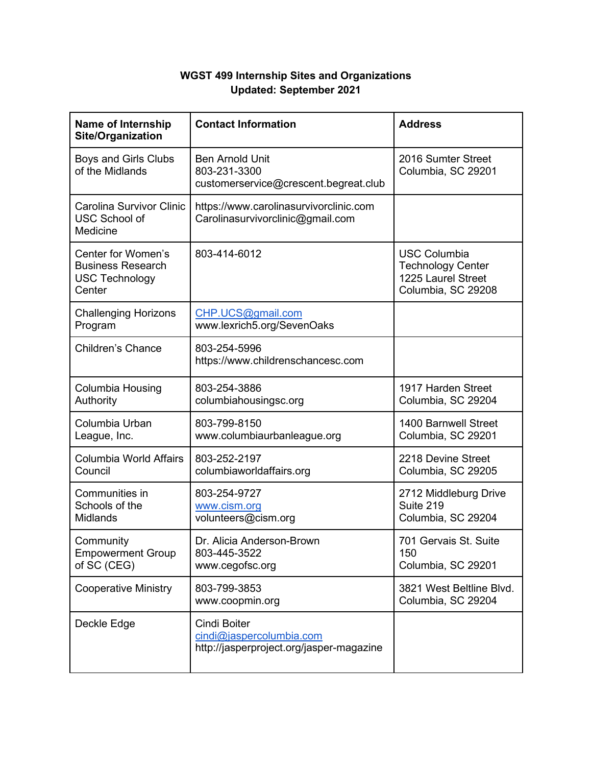**WGST 499 Internship Sites and Organizations**
**Updated: September 2021**

| Name of Internship Site/Organization | Contact Information | Address |
|---|---|---|
| Boys and Girls Clubs of the Midlands | Ben Arnold Unit<br>803-231-3300<br>customerservice@crescent.begreat.club | 2016 Sumter Street<br>Columbia, SC 29201 |
| Carolina Survivor Clinic USC School of Medicine | https://www.carolinasurvivorclinic.com<br>Carolinasurvivorclinic@gmail.com | |
| Center for Women's Business Research USC Technology Center | 803-414-6012 | USC Columbia Technology Center<br>1225 Laurel Street<br>Columbia, SC 29208 |
| Challenging Horizons Program | CHP.UCS@gmail.com<br>www.lexrich5.org/SevenOaks | |
| Children's Chance | 803-254-5996<br>https://www.childrenschancesc.com | |
| Columbia Housing Authority | 803-254-3886<br>columbiahousingsc.org | 1917 Harden Street<br>Columbia, SC 29204 |
| Columbia Urban League, Inc. | 803-799-8150<br>www.columbiaurbanleague.org | 1400 Barnwell Street<br>Columbia, SC 29201 |
| Columbia World Affairs Council | 803-252-2197<br>columbiaworldaffairs.org | 2218 Devine Street<br>Columbia, SC 29205 |
| Communities in Schools of the Midlands | 803-254-9727<br>www.cism.org<br>volunteers@cism.org | 2712 Middleburg Drive<br>Suite 219<br>Columbia, SC 29204 |
| Community Empowerment Group of SC (CEG) | Dr. Alicia Anderson-Brown<br>803-445-3522<br>www.cegofsc.org | 701 Gervais St. Suite 150<br>Columbia, SC 29201 |
| Cooperative Ministry | 803-799-3853<br>www.coopmin.org | 3821 West Beltline Blvd.<br>Columbia, SC 29204 |
| Deckle Edge | Cindi Boiter<br>cindi@jaspercolumbia.com<br>http://jasperproject.org/jasper-magazine | |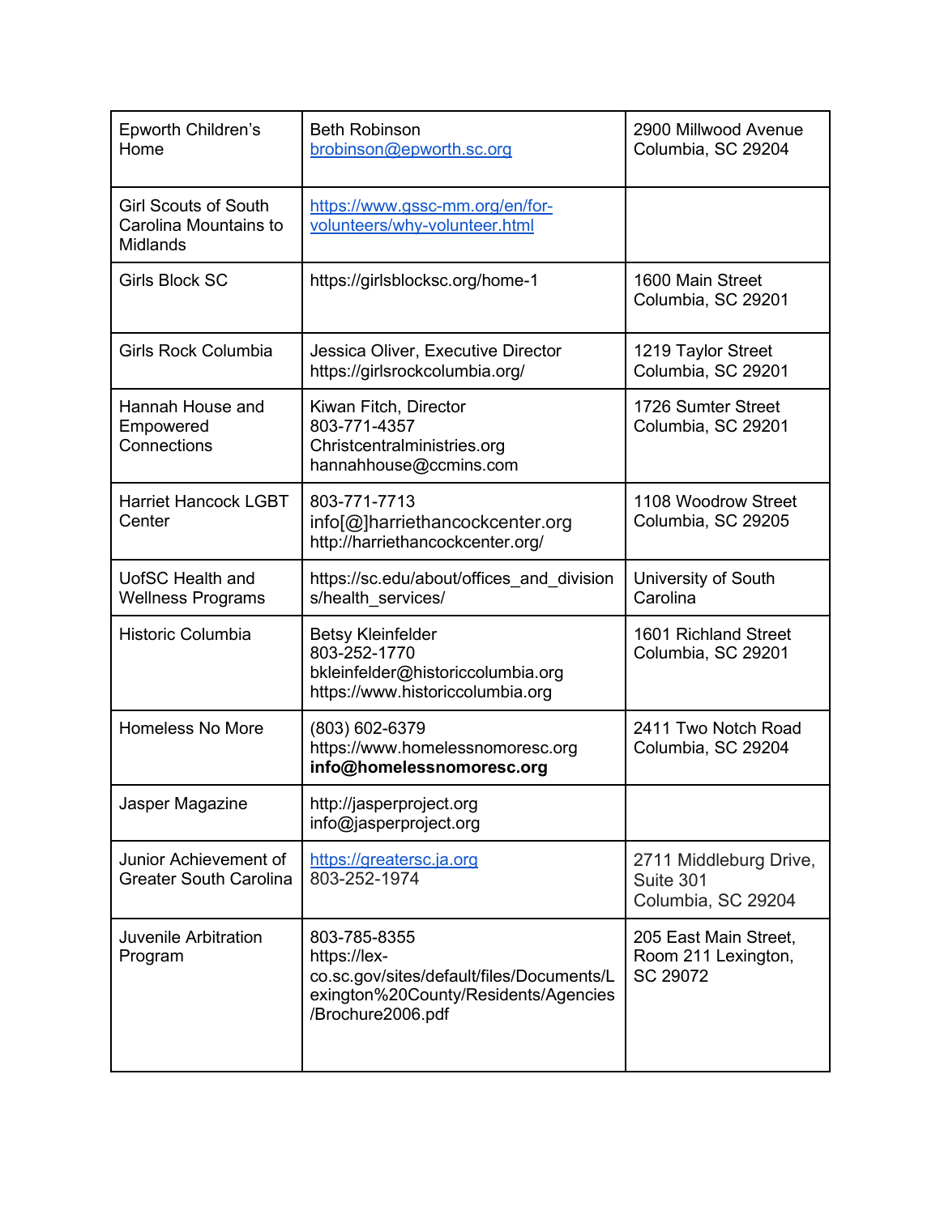| Epworth Children's Home | Beth Robinson<br>brobinson@epworth.sc.org | 2900 Millwood Avenue<br>Columbia, SC 29204 |
|---|---|---|
| Girl Scouts of South Carolina Mountains to Midlands | https://www.gssc-mm.org/en/for-volunteers/why-volunteer.html | |
| Girls Block SC | https://girlsblocksc.org/home-1 | 1600 Main Street<br>Columbia, SC 29201 |
| Girls Rock Columbia | Jessica Oliver, Executive Director<br>https://girlsrockcolumbia.org/ | 1219 Taylor Street<br>Columbia, SC 29201 |
| Hannah House and Empowered Connections | Kiwan Fitch, Director<br>803-771-4357<br>Christcentralministries.org<br>hannahhouse@ccmins.com | 1726 Sumter Street<br>Columbia, SC 29201 |
| Harriet Hancock LGBT Center | 803-771-7713<br>info[@]harriethancockcenter.org<br>http://harriethancockcenter.org/ | 1108 Woodrow Street<br>Columbia, SC 29205 |
| UofSC Health and Wellness Programs | https://sc.edu/about/offices_and_divisions/health_services/ | University of South Carolina |
| Historic Columbia | Betsy Kleinfelder<br>803-252-1770<br>bkleinfelder@historiccolumbia.org<br>https://www.historiccolumbia.org | 1601 Richland Street<br>Columbia, SC 29201 |
| Homeless No More | (803) 602-6379<br>https://www.homelessnomoresc.org<br>**info@homelessnomoresc.org** | 2411 Two Notch Road<br>Columbia, SC 29204 |
| Jasper Magazine | http://jasperproject.org<br>info@jasperproject.org | |
| Junior Achievement of Greater South Carolina | https://greatersc.ja.org<br>803-252-1974 | 2711 Middleburg Drive, Suite 301<br>Columbia, SC 29204 |
| Juvenile Arbitration Program | 803-785-8355<br>https://lex-co.sc.gov/sites/default/files/Documents/Lexington%20County/Residents/Agencies/Brochure2006.pdf | 205 East Main Street, Room 211 Lexington, SC 29072 |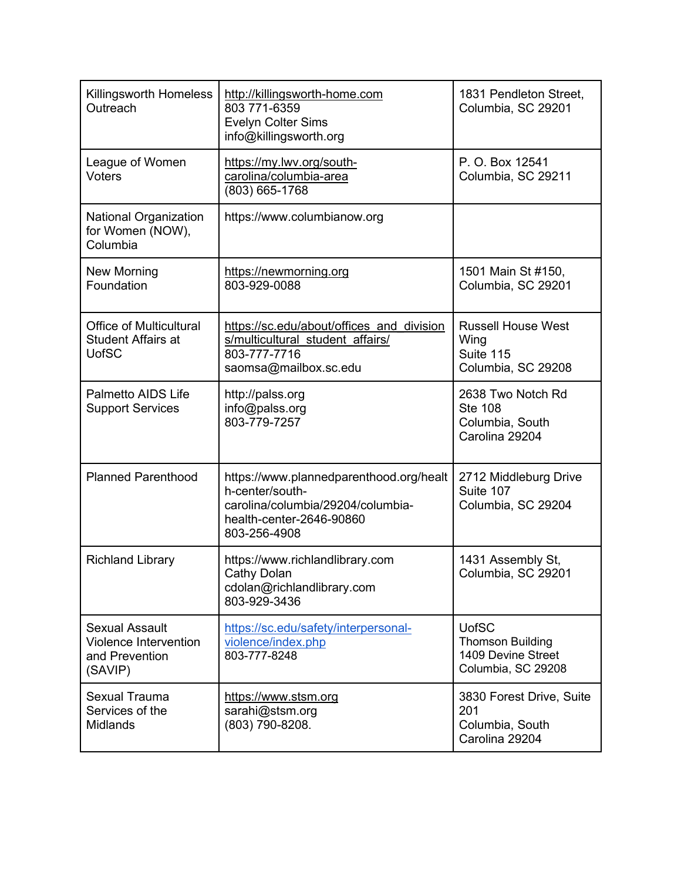| Killingsworth Homeless Outreach | http://killingsworth-home.com<br>803 771-6359<br>Evelyn Colter Sims<br>info@killingsworth.org | 1831 Pendleton Street, Columbia, SC 29201 |
|---|---|---|
| League of Women Voters | https://my.lwv.org/south-carolina/columbia-area<br>(803) 665-1768 | P. O. Box 12541<br>Columbia, SC 29211 |
| National Organization for Women (NOW), Columbia | https://www.columbianow.org | |
| New Morning Foundation | https://newmorning.org<br>803-929-0088 | 1501 Main St #150, Columbia, SC 29201 |
| Office of Multicultural Student Affairs at UofSC | https://sc.edu/about/offices_and_divisions/multicultural_student_affairs/<br>803-777-7716<br>saomsa@mailbox.sc.edu | Russell House West Wing<br>Suite 115<br>Columbia, SC 29208 |
| Palmetto AIDS Life Support Services | http://palss.org<br>info@palss.org<br>803-779-7257 | 2638 Two Notch Rd<br>Ste 108<br>Columbia, South Carolina 29204 |
| Planned Parenthood | https://www.plannedparenthood.org/health-center/south-carolina/columbia/29204/columbia-health-center-2646-90860<br>803-256-4908 | 2712 Middleburg Drive<br>Suite 107<br>Columbia, SC 29204 |
| Richland Library | https://www.richlandlibrary.com<br>Cathy Dolan<br>cdolan@richlandlibrary.com<br>803-929-3436 | 1431 Assembly St, Columbia, SC 29201 |
| Sexual Assault Violence Intervention and Prevention (SAVIP) | https://sc.edu/safety/interpersonal-violence/index.php<br>803-777-8248 | UofSC<br>Thomson Building<br>1409 Devine Street<br>Columbia, SC 29208 |
| Sexual Trauma Services of the Midlands | https://www.stsm.org<br>sarahi@stsm.org<br>(803) 790-8208. | 3830 Forest Drive, Suite 201<br>Columbia, South Carolina 29204 |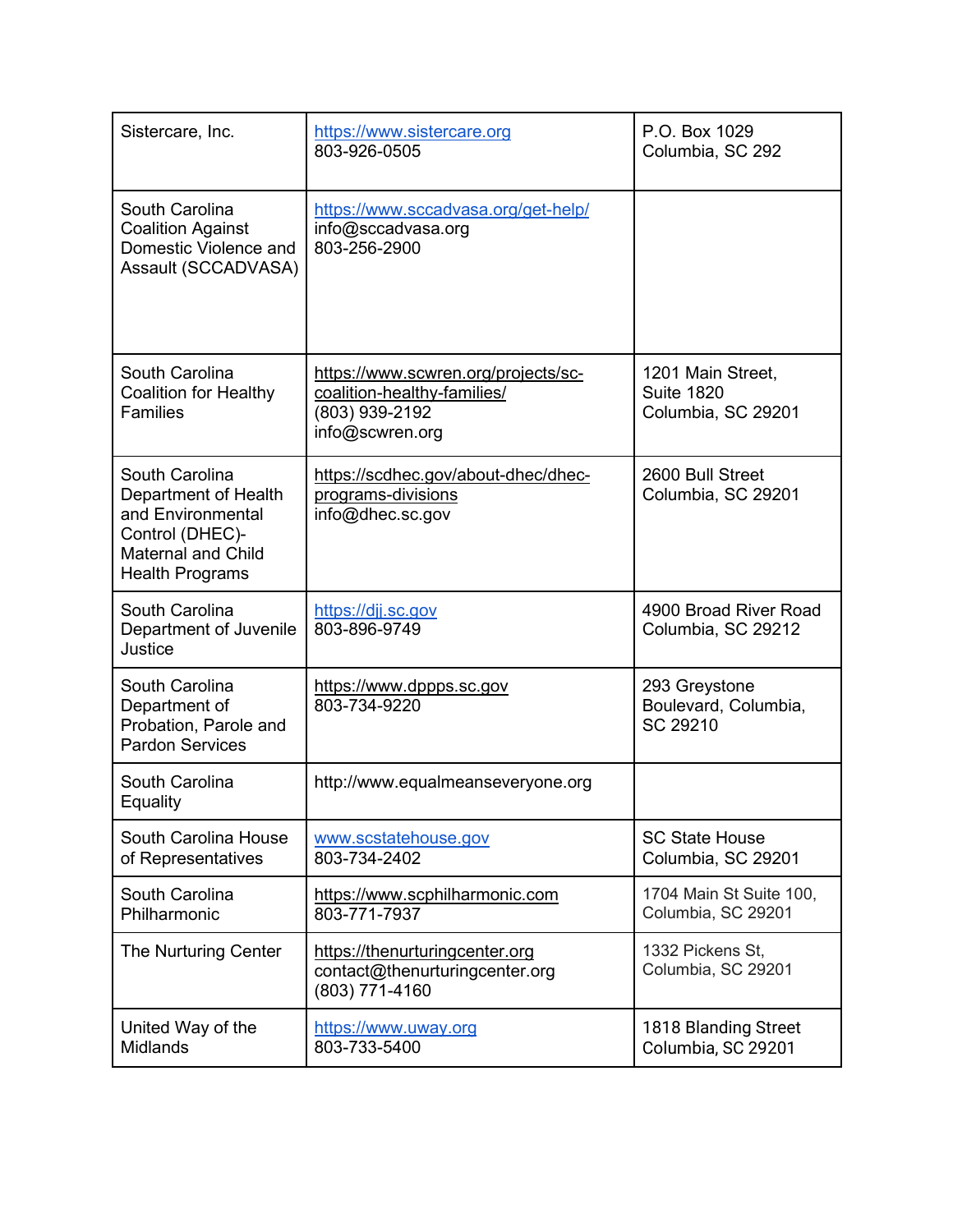| | | |
|---|---|---|
| Sistercare, Inc. | https://www.sistercare.org<br>803-926-0505 | P.O. Box 1029<br>Columbia, SC 292 |
| South Carolina Coalition Against Domestic Violence and Assault (SCCADVASA) | https://www.sccadvasa.org/get-help/<br>info@sccadvasa.org<br>803-256-2900 | |
| South Carolina Coalition for Healthy Families | https://www.scwren.org/projects/sc-coalition-healthy-families/<br>(803) 939-2192<br>info@scwren.org | 1201 Main Street, Suite 1820<br>Columbia, SC 29201 |
| South Carolina Department of Health and Environmental Control (DHEC)- Maternal and Child Health Programs | https://scdhec.gov/about-dhec/dhec-programs-divisions<br>info@dhec.sc.gov | 2600 Bull Street<br>Columbia, SC 29201 |
| South Carolina Department of Juvenile Justice | https://djj.sc.gov<br>803-896-9749 | 4900 Broad River Road<br>Columbia, SC 29212 |
| South Carolina Department of Probation, Parole and Pardon Services | https://www.dppps.sc.gov<br>803-734-9220 | 293 Greystone Boulevard, Columbia, SC 29210 |
| South Carolina Equality | http://www.equalmeanseveryone.org | |
| South Carolina House of Representatives | www.scstatehouse.gov<br>803-734-2402 | SC State House<br>Columbia, SC 29201 |
| South Carolina Philharmonic | https://www.scphilharmonic.com<br>803-771-7937 | 1704 Main St Suite 100, Columbia, SC 29201 |
| The Nurturing Center | https://thenurturingcenter.org<br>contact@thenurturingcenter.org<br>(803) 771-4160 | 1332 Pickens St, Columbia, SC 29201 |
| United Way of the Midlands | https://www.uway.org<br>803-733-5400 | 1818 Blanding Street<br>Columbia, SC 29201 |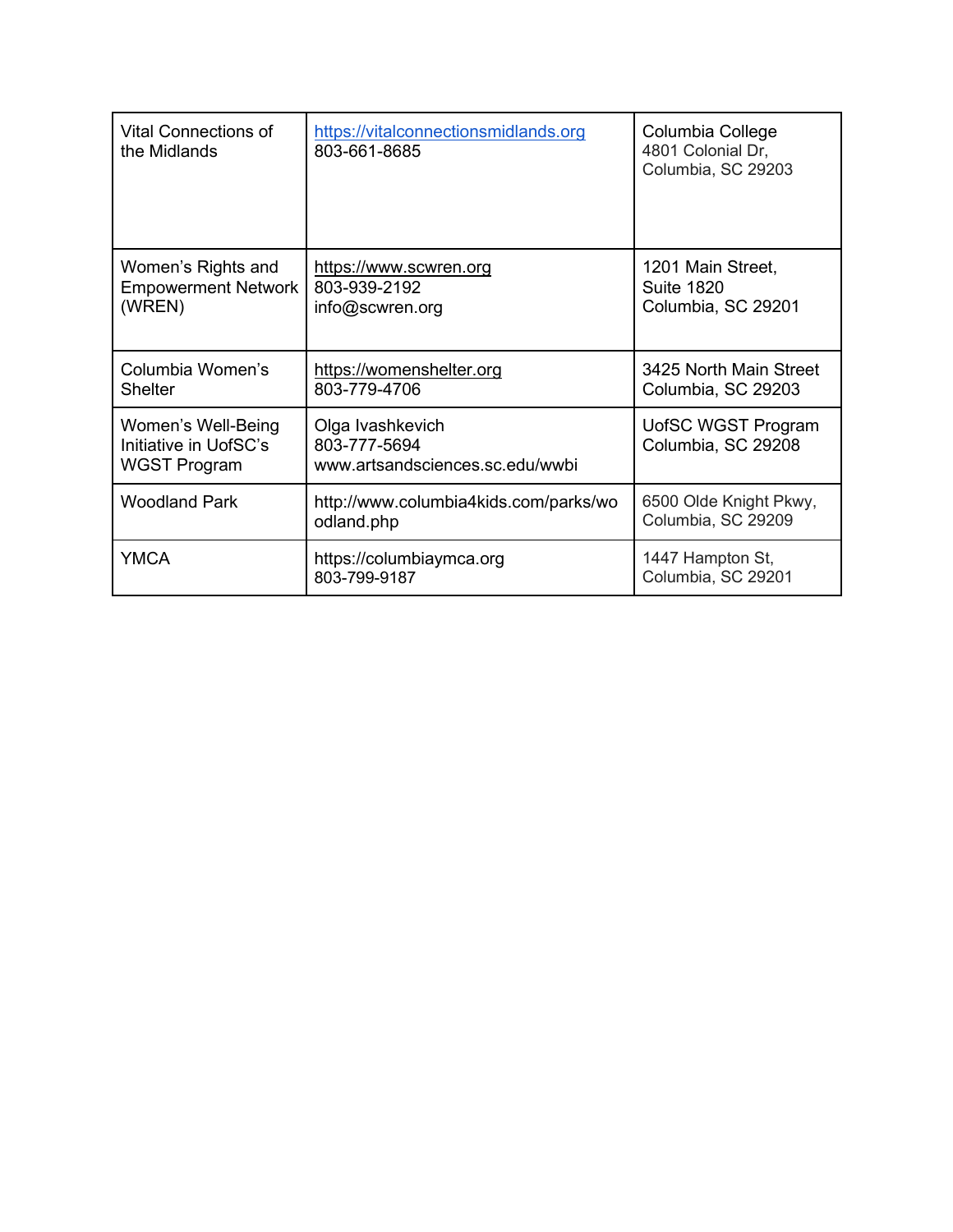| | | |
|---|---|---|
| Vital Connections of the Midlands | https://vitalconnectionsmidlands.org<br>803-661-8685 | Columbia College<br>4801 Colonial Dr,<br>Columbia, SC 29203 |
| Women's Rights and Empowerment Network (WREN) | https://www.scwren.org<br>803-939-2192<br>info@scwren.org | 1201 Main Street,<br>Suite 1820<br>Columbia, SC 29201 |
| Columbia Women's Shelter | https://womenshelter.org<br>803-779-4706 | 3425 North Main Street<br>Columbia, SC 29203 |
| Women's Well-Being Initiative in UofSC's WGST Program | Olga Ivashkevich<br>803-777-5694<br>www.artsandsciences.sc.edu/wwbi | UofSC WGST Program<br>Columbia, SC 29208 |
| Woodland Park | http://www.columbia4kids.com/parks/woodland.php | 6500 Olde Knight Pkwy,<br>Columbia, SC 29209 |
| YMCA | https://columbiaymca.org<br>803-799-9187 | 1447 Hampton St,<br>Columbia, SC 29201 |